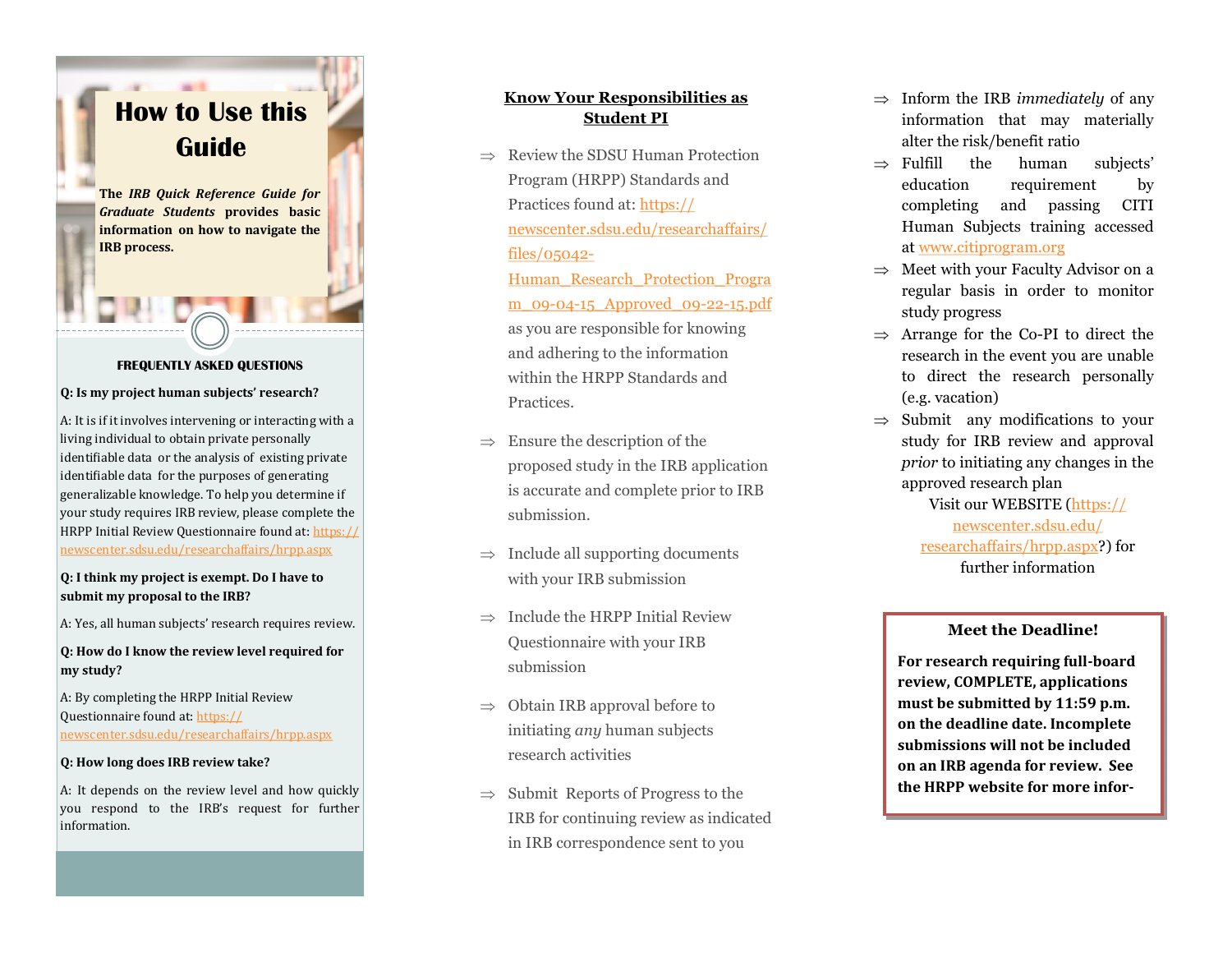# How to Use this Guide

**The *IRB Quick Reference Guide for Graduate Students* provides basic information on how to navigate the IRB process.**

## FREQUENTLY ASKED QUESTIONS

**Q: Is my project human subjects' research?**

A: It is if it involves intervening or interacting with a living individual to obtain private personally identifiable data or the analysis of existing private identifiable data for the purposes of generating generalizable knowledge. To help you determine if your study requires IRB review, please complete the HRPP Initial Review Questionnaire found at: https://newscenter.sdsu.edu/researchaffairs/hrpp.aspx

**Q: I think my project is exempt. Do I have to submit my proposal to the IRB?**

A: Yes, all human subjects' research requires review.

**Q: How do I know the review level required for my study?**

A: By completing the HRPP Initial Review Questionnaire found at: https://newscenter.sdsu.edu/researchaffairs/hrpp.aspx

**Q: How long does IRB review take?**

A: It depends on the review level and how quickly you respond to the IRB's request for further information.

## Know Your Responsibilities as Student PI

⇒ Review the SDSU Human Protection Program (HRPP) Standards and Practices found at: https://newscenter.sdsu.edu/researchaffairs/files/05042-Human_Research_Protection_Program_09-04-15_Approved_09-22-15.pdf as you are responsible for knowing and adhering to the information within the HRPP Standards and Practices.

⇒ Ensure the description of the proposed study in the IRB application is accurate and complete prior to IRB submission.

⇒ Include all supporting documents with your IRB submission

⇒ Include the HRPP Initial Review Questionnaire with your IRB submission

⇒ Obtain IRB approval before to initiating *any* human subjects research activities

⇒ Submit Reports of Progress to the IRB for continuing review as indicated in IRB correspondence sent to you

⇒ Inform the IRB *immediately* of any information that may materially alter the risk/benefit ratio

⇒ Fulfill the human subjects' education requirement by completing and passing CITI Human Subjects training accessed at www.citiprogram.org

⇒ Meet with your Faculty Advisor on a regular basis in order to monitor study progress

⇒ Arrange for the Co-PI to direct the research in the event you are unable to direct the research personally (e.g. vacation)

⇒ Submit any modifications to your study for IRB review and approval *prior* to initiating any changes in the approved research plan

Visit our WEBSITE (https://newscenter.sdsu.edu/researchaffairs/hrpp.aspx?) for further information

### Meet the Deadline!

**For research requiring full-board review, COMPLETE, applications must be submitted by 11:59 p.m. on the deadline date. Incomplete submissions will not be included on an IRB agenda for review. See the HRPP website for more infor-**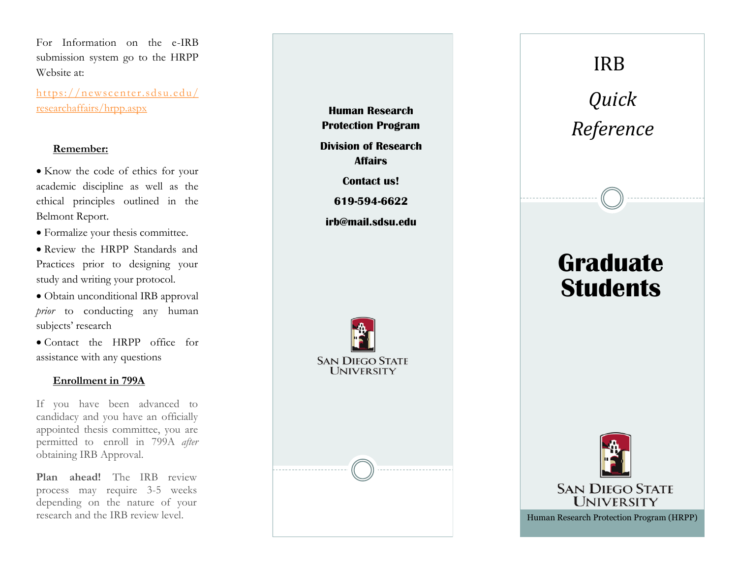For Information on the e-IRB submission system go to the HRPP Website at:

https://newscenter.sdsu.edu/researchaffairs/hrpp.aspx

**Remember:**

- Know the code of ethics for your academic discipline as well as the ethical principles outlined in the Belmont Report.
- Formalize your thesis committee.
- Review the HRPP Standards and Practices prior to designing your study and writing your protocol.
- Obtain unconditional IRB approval *prior* to conducting any human subjects' research
- Contact the HRPP office for assistance with any questions

**Enrollment in 799A**

If you have been advanced to candidacy and you have an officially appointed thesis committee, you are permitted to enroll in 799A *after* obtaining IRB Approval.

**Plan ahead!** The IRB review process may require 3-5 weeks depending on the nature of your research and the IRB review level.

**Human Research Protection Program**

**Division of Research Affairs**

**Contact us!**

**619-594-6622**

**irb@mail.sdsu.edu**

San Diego State University

# IRB

*Quick Reference*

# Graduate Students

San Diego State University

Human Research Protection Program (HRPP)